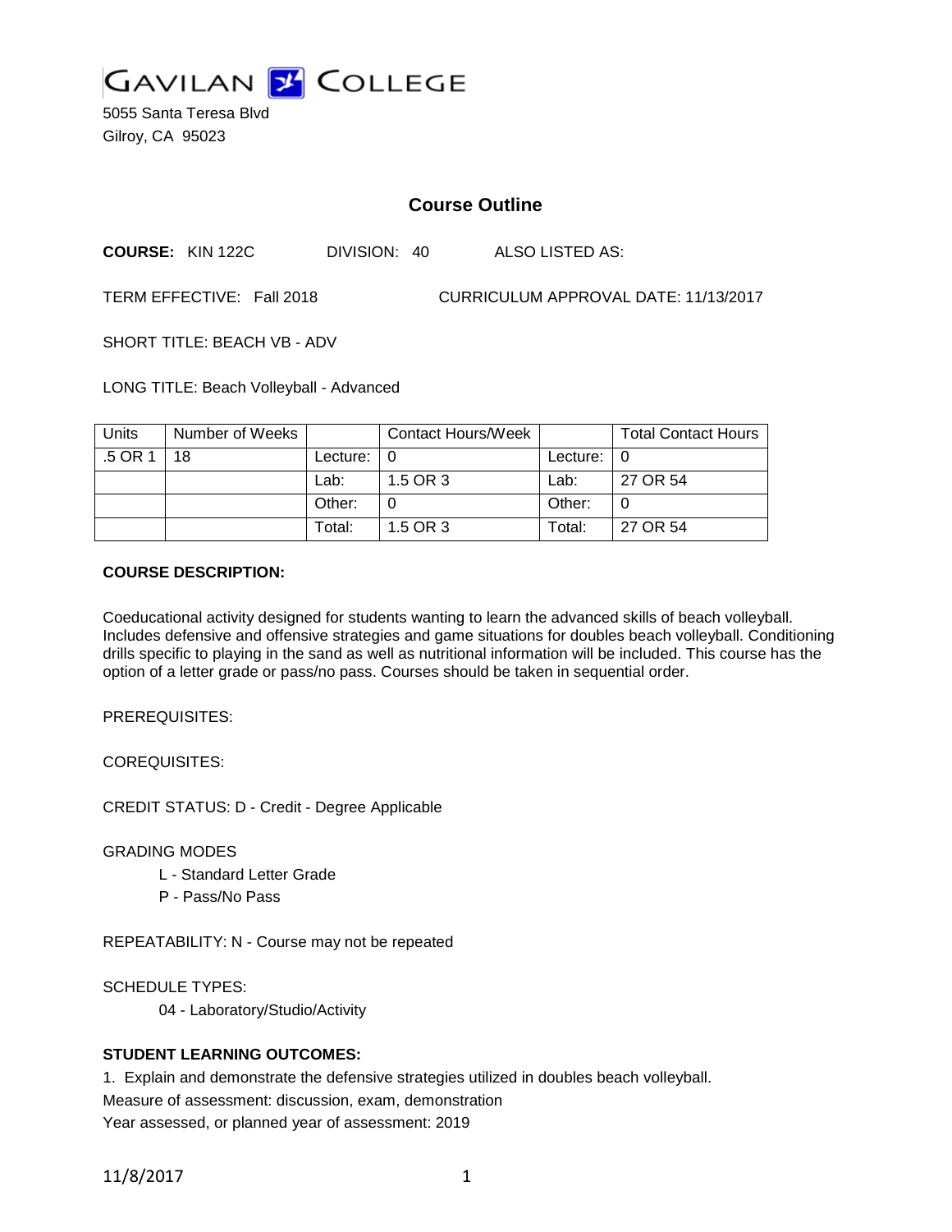GAVILAN COLLEGE

5055 Santa Teresa Blvd
Gilroy, CA 95023

# Course Outline

**COURSE:** KIN 122C DIVISION: 40 ALSO LISTED AS:

TERM EFFECTIVE: Fall 2018 CURRICULUM APPROVAL DATE: 11/13/2017

SHORT TITLE: BEACH VB - ADV

LONG TITLE: Beach Volleyball - Advanced

| Units | Number of Weeks | | Contact Hours/Week | | Total Contact Hours |
|---|---|---|---|---|---|
| .5 OR 1 | 18 | Lecture: | 0 | Lecture: | 0 |
| | | Lab: | 1.5 OR 3 | Lab: | 27 OR 54 |
| | | Other: | 0 | Other: | 0 |
| | | Total: | 1.5 OR 3 | Total: | 27 OR 54 |

**COURSE DESCRIPTION:**

Coeducational activity designed for students wanting to learn the advanced skills of beach volleyball. Includes defensive and offensive strategies and game situations for doubles beach volleyball. Conditioning drills specific to playing in the sand as well as nutritional information will be included. This course has the option of a letter grade or pass/no pass. Courses should be taken in sequential order.

PREREQUISITES:

COREQUISITES:

CREDIT STATUS: D - Credit - Degree Applicable

GRADING MODES

L - Standard Letter Grade
P - Pass/No Pass

REPEATABILITY: N - Course may not be repeated

SCHEDULE TYPES:

04 - Laboratory/Studio/Activity

**STUDENT LEARNING OUTCOMES:**

1. Explain and demonstrate the defensive strategies utilized in doubles beach volleyball.
Measure of assessment: discussion, exam, demonstration
Year assessed, or planned year of assessment: 2019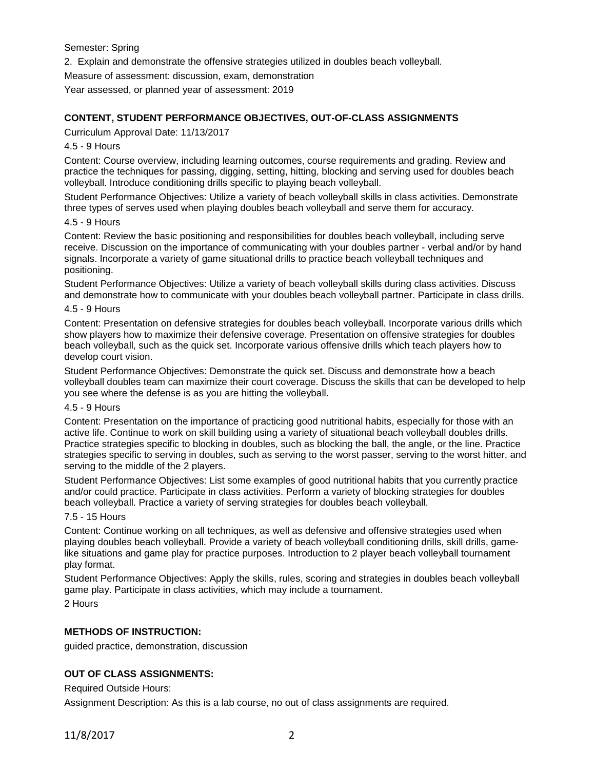Semester: Spring

2. Explain and demonstrate the offensive strategies utilized in doubles beach volleyball.

Measure of assessment: discussion, exam, demonstration

Year assessed, or planned year of assessment: 2019

## CONTENT, STUDENT PERFORMANCE OBJECTIVES, OUT-OF-CLASS ASSIGNMENTS

Curriculum Approval Date: 11/13/2017

4.5 - 9 Hours

Content: Course overview, including learning outcomes, course requirements and grading. Review and practice the techniques for passing, digging, setting, hitting, blocking and serving used for doubles beach volleyball. Introduce conditioning drills specific to playing beach volleyball.

Student Performance Objectives: Utilize a variety of beach volleyball skills in class activities. Demonstrate three types of serves used when playing doubles beach volleyball and serve them for accuracy.

4.5 - 9 Hours

Content: Review the basic positioning and responsibilities for doubles beach volleyball, including serve receive. Discussion on the importance of communicating with your doubles partner - verbal and/or by hand signals. Incorporate a variety of game situational drills to practice beach volleyball techniques and positioning.

Student Performance Objectives: Utilize a variety of beach volleyball skills during class activities. Discuss and demonstrate how to communicate with your doubles beach volleyball partner. Participate in class drills.

4.5 - 9 Hours

Content: Presentation on defensive strategies for doubles beach volleyball. Incorporate various drills which show players how to maximize their defensive coverage. Presentation on offensive strategies for doubles beach volleyball, such as the quick set. Incorporate various offensive drills which teach players how to develop court vision.

Student Performance Objectives: Demonstrate the quick set. Discuss and demonstrate how a beach volleyball doubles team can maximize their court coverage. Discuss the skills that can be developed to help you see where the defense is as you are hitting the volleyball.

4.5 - 9 Hours

Content: Presentation on the importance of practicing good nutritional habits, especially for those with an active life. Continue to work on skill building using a variety of situational beach volleyball doubles drills. Practice strategies specific to blocking in doubles, such as blocking the ball, the angle, or the line. Practice strategies specific to serving in doubles, such as serving to the worst passer, serving to the worst hitter, and serving to the middle of the 2 players.

Student Performance Objectives: List some examples of good nutritional habits that you currently practice and/or could practice. Participate in class activities. Perform a variety of blocking strategies for doubles beach volleyball. Practice a variety of serving strategies for doubles beach volleyball.

7.5 - 15 Hours

Content: Continue working on all techniques, as well as defensive and offensive strategies used when playing doubles beach volleyball. Provide a variety of beach volleyball conditioning drills, skill drills, game-like situations and game play for practice purposes. Introduction to 2 player beach volleyball tournament play format.

Student Performance Objectives: Apply the skills, rules, scoring and strategies in doubles beach volleyball game play. Participate in class activities, which may include a tournament.

2 Hours

## METHODS OF INSTRUCTION:

guided practice, demonstration, discussion

## OUT OF CLASS ASSIGNMENTS:

Required Outside Hours:

Assignment Description: As this is a lab course, no out of class assignments are required.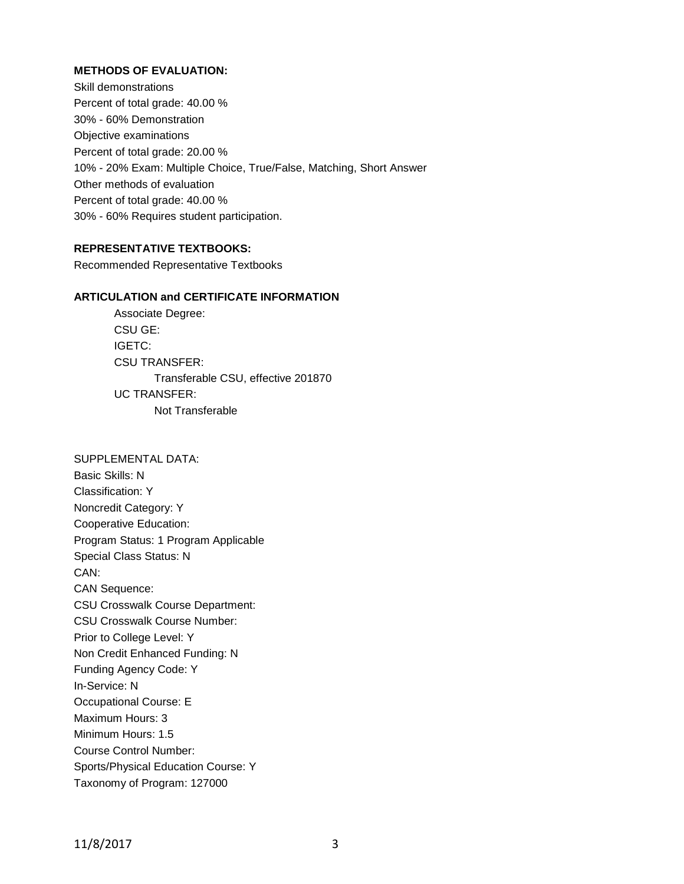**METHODS OF EVALUATION:**

Skill demonstrations
Percent of total grade: 40.00 %
30% - 60% Demonstration
Objective examinations
Percent of total grade: 20.00 %
10% - 20% Exam: Multiple Choice, True/False, Matching, Short Answer
Other methods of evaluation
Percent of total grade: 40.00 %
30% - 60% Requires student participation.

**REPRESENTATIVE TEXTBOOKS:**

Recommended Representative Textbooks

**ARTICULATION and CERTIFICATE INFORMATION**

Associate Degree:
CSU GE:
IGETC:
CSU TRANSFER:
    Transferable CSU, effective 201870
UC TRANSFER:
    Not Transferable

SUPPLEMENTAL DATA:
Basic Skills: N
Classification: Y
Noncredit Category: Y
Cooperative Education:
Program Status: 1 Program Applicable
Special Class Status: N
CAN:
CAN Sequence:
CSU Crosswalk Course Department:
CSU Crosswalk Course Number:
Prior to College Level: Y
Non Credit Enhanced Funding: N
Funding Agency Code: Y
In-Service: N
Occupational Course: E
Maximum Hours: 3
Minimum Hours: 1.5
Course Control Number:
Sports/Physical Education Course: Y
Taxonomy of Program: 127000